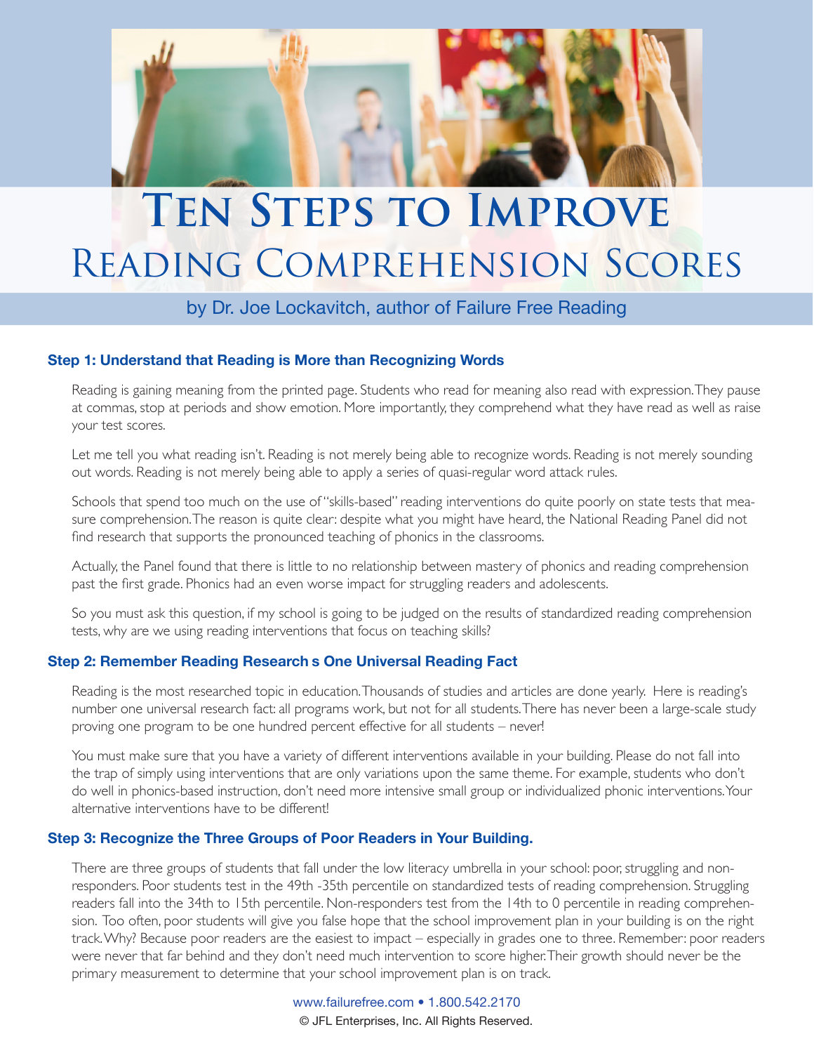# Ten Steps to Improve Reading Comprehension Scores

by Dr. Joe Lockavitch, author of Failure Free Reading

### Step 1: Understand that Reading is More than Recognizing Words

Reading is gaining meaning from the printed page. Students who read for meaning also read with expression. They pause at commas, stop at periods and show emotion. More importantly, they comprehend what they have read as well as raise your test scores.

Let me tell you what reading isn't. Reading is not merely being able to recognize words. Reading is not merely sounding out words. Reading is not merely being able to apply a series of quasi-regular word attack rules.

Schools that spend too much on the use of "skills-based" reading interventions do quite poorly on state tests that measure comprehension. The reason is quite clear: despite what you might have heard, the National Reading Panel did not find research that supports the pronounced teaching of phonics in the classrooms.

Actually, the Panel found that there is little to no relationship between mastery of phonics and reading comprehension past the first grade. Phonics had an even worse impact for struggling readers and adolescents.

So you must ask this question, if my school is going to be judged on the results of standardized reading comprehension tests, why are we using reading interventions that focus on teaching skills?

### Step 2: Remember Reading Research s One Universal Reading Fact

Reading is the most researched topic in education. Thousands of studies and articles are done yearly. Here is reading's number one universal research fact: all programs work, but not for all students. There has never been a large-scale study proving one program to be one hundred percent effective for all students – never!

You must make sure that you have a variety of different interventions available in your building. Please do not fall into the trap of simply using interventions that are only variations upon the same theme. For example, students who don't do well in phonics-based instruction, don't need more intensive small group or individualized phonic interventions. Your alternative interventions have to be different!

### Step 3: Recognize the Three Groups of Poor Readers in Your Building.

There are three groups of students that fall under the low literacy umbrella in your school: poor, struggling and non-responders. Poor students test in the 49th -35th percentile on standardized tests of reading comprehension. Struggling readers fall into the 34th to 15th percentile. Non-responders test from the 14th to 0 percentile in reading comprehension. Too often, poor students will give you false hope that the school improvement plan in your building is on the right track. Why? Because poor readers are the easiest to impact – especially in grades one to three. Remember: poor readers were never that far behind and they don't need much intervention to score higher. Their growth should never be the primary measurement to determine that your school improvement plan is on track.

www.failurefree.com • 1.800.542.2170
© JFL Enterprises, Inc. All Rights Reserved.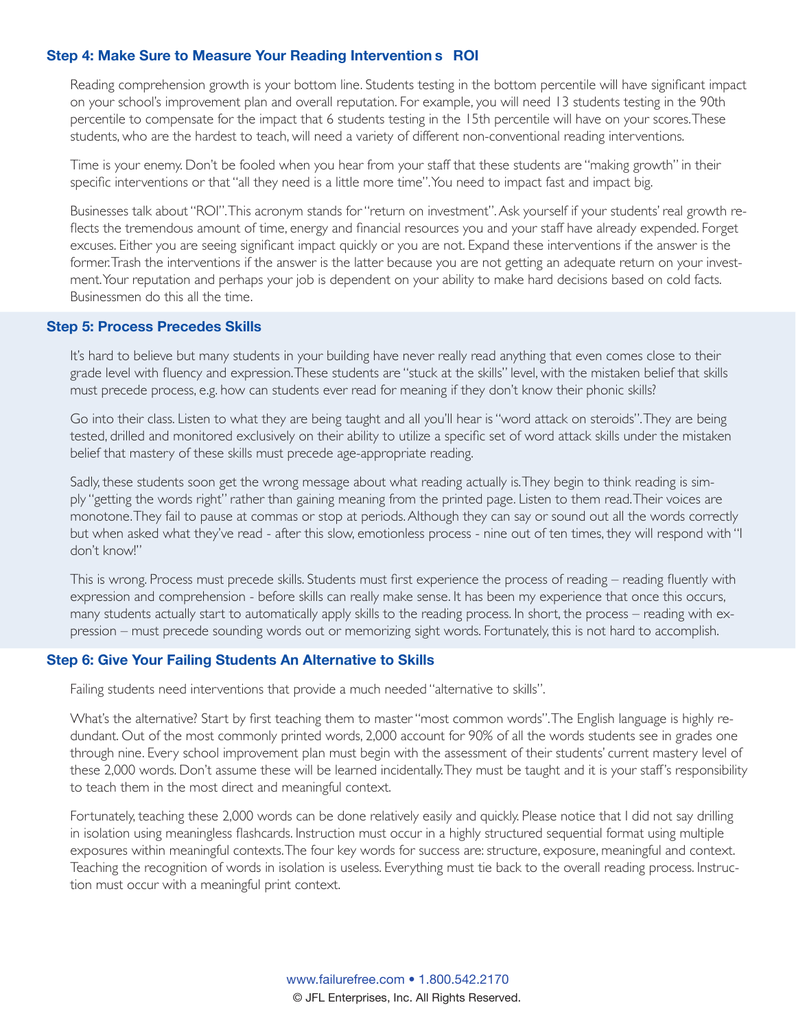### Step 4: Make Sure to Measure Your Reading Intervention s ROI

Reading comprehension growth is your bottom line. Students testing in the bottom percentile will have significant impact on your school's improvement plan and overall reputation. For example, you will need 13 students testing in the 90th percentile to compensate for the impact that 6 students testing in the 15th percentile will have on your scores. These students, who are the hardest to teach, will need a variety of different non-conventional reading interventions.

Time is your enemy. Don't be fooled when you hear from your staff that these students are "making growth" in their specific interventions or that "all they need is a little more time". You need to impact fast and impact big.

Businesses talk about "ROI". This acronym stands for "return on investment". Ask yourself if your students' real growth reflects the tremendous amount of time, energy and financial resources you and your staff have already expended. Forget excuses. Either you are seeing significant impact quickly or you are not. Expand these interventions if the answer is the former. Trash the interventions if the answer is the latter because you are not getting an adequate return on your investment. Your reputation and perhaps your job is dependent on your ability to make hard decisions based on cold facts. Businessmen do this all the time.

### Step 5: Process Precedes Skills

It's hard to believe but many students in your building have never really read anything that even comes close to their grade level with fluency and expression. These students are "stuck at the skills" level, with the mistaken belief that skills must precede process, e.g. how can students ever read for meaning if they don't know their phonic skills?

Go into their class. Listen to what they are being taught and all you'll hear is "word attack on steroids". They are being tested, drilled and monitored exclusively on their ability to utilize a specific set of word attack skills under the mistaken belief that mastery of these skills must precede age-appropriate reading.

Sadly, these students soon get the wrong message about what reading actually is. They begin to think reading is simply "getting the words right" rather than gaining meaning from the printed page. Listen to them read. Their voices are monotone. They fail to pause at commas or stop at periods. Although they can say or sound out all the words correctly but when asked what they've read - after this slow, emotionless process - nine out of ten times, they will respond with "I don't know!"

This is wrong. Process must precede skills. Students must first experience the process of reading – reading fluently with expression and comprehension - before skills can really make sense. It has been my experience that once this occurs, many students actually start to automatically apply skills to the reading process. In short, the process – reading with expression – must precede sounding words out or memorizing sight words. Fortunately, this is not hard to accomplish.

### Step 6: Give Your Failing Students An Alternative to Skills

Failing students need interventions that provide a much needed "alternative to skills".

What's the alternative? Start by first teaching them to master "most common words". The English language is highly redundant. Out of the most commonly printed words, 2,000 account for 90% of all the words students see in grades one through nine. Every school improvement plan must begin with the assessment of their students' current mastery level of these 2,000 words. Don't assume these will be learned incidentally. They must be taught and it is your staff's responsibility to teach them in the most direct and meaningful context.

Fortunately, teaching these 2,000 words can be done relatively easily and quickly. Please notice that I did not say drilling in isolation using meaningless flashcards. Instruction must occur in a highly structured sequential format using multiple exposures within meaningful contexts. The four key words for success are: structure, exposure, meaningful and context. Teaching the recognition of words in isolation is useless. Everything must tie back to the overall reading process. Instruction must occur with a meaningful print context.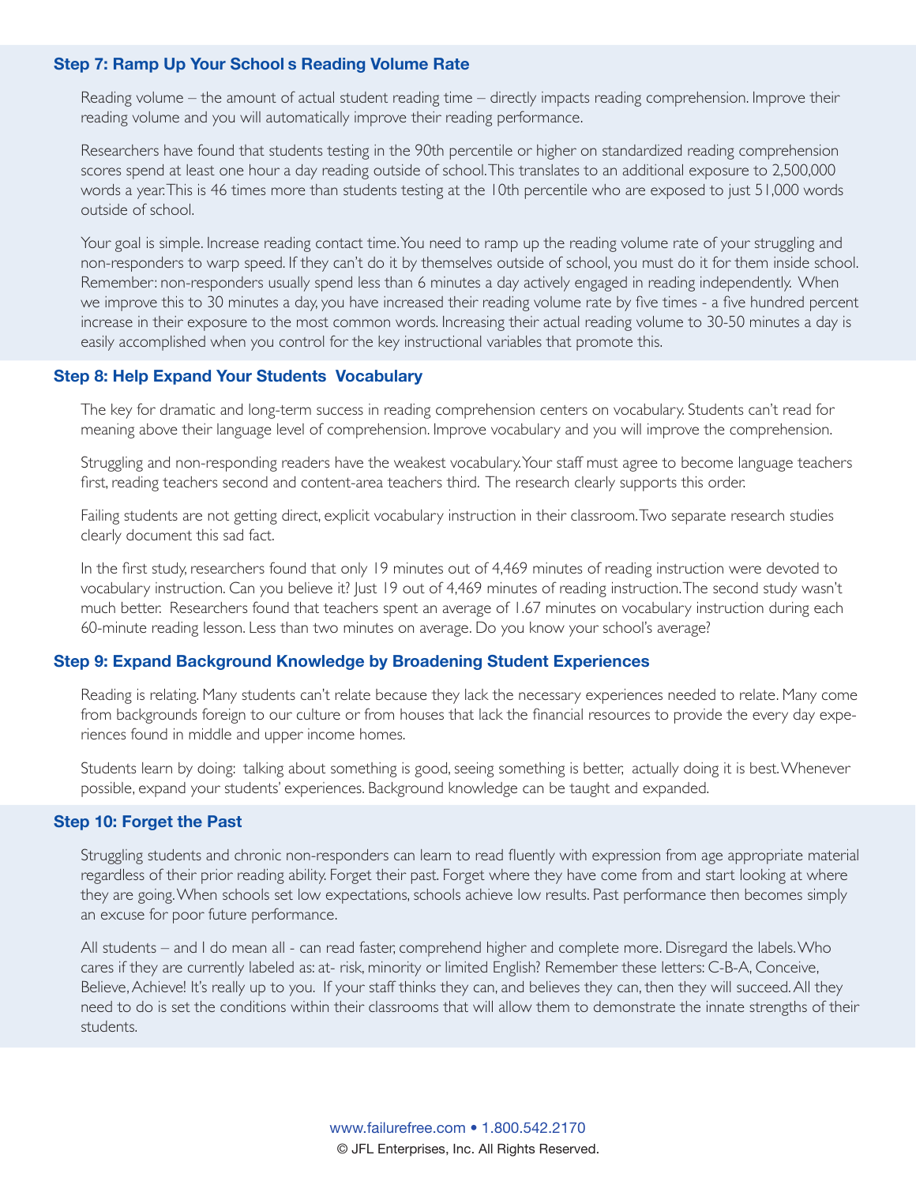### Step 7: Ramp Up Your School s Reading Volume Rate

Reading volume – the amount of actual student reading time – directly impacts reading comprehension. Improve their reading volume and you will automatically improve their reading performance.

Researchers have found that students testing in the 90th percentile or higher on standardized reading comprehension scores spend at least one hour a day reading outside of school. This translates to an additional exposure to 2,500,000 words a year. This is 46 times more than students testing at the 10th percentile who are exposed to just 51,000 words outside of school.

Your goal is simple. Increase reading contact time. You need to ramp up the reading volume rate of your struggling and non-responders to warp speed. If they can't do it by themselves outside of school, you must do it for them inside school. Remember: non-responders usually spend less than 6 minutes a day actively engaged in reading independently. When we improve this to 30 minutes a day, you have increased their reading volume rate by five times - a five hundred percent increase in their exposure to the most common words. Increasing their actual reading volume to 30-50 minutes a day is easily accomplished when you control for the key instructional variables that promote this.

### Step 8: Help Expand Your Students Vocabulary

The key for dramatic and long-term success in reading comprehension centers on vocabulary. Students can't read for meaning above their language level of comprehension. Improve vocabulary and you will improve the comprehension.

Struggling and non-responding readers have the weakest vocabulary. Your staff must agree to become language teachers first, reading teachers second and content-area teachers third. The research clearly supports this order.

Failing students are not getting direct, explicit vocabulary instruction in their classroom. Two separate research studies clearly document this sad fact.

In the first study, researchers found that only 19 minutes out of 4,469 minutes of reading instruction were devoted to vocabulary instruction. Can you believe it? Just 19 out of 4,469 minutes of reading instruction. The second study wasn't much better. Researchers found that teachers spent an average of 1.67 minutes on vocabulary instruction during each 60-minute reading lesson. Less than two minutes on average. Do you know your school's average?

### Step 9: Expand Background Knowledge by Broadening Student Experiences

Reading is relating. Many students can't relate because they lack the necessary experiences needed to relate. Many come from backgrounds foreign to our culture or from houses that lack the financial resources to provide the every day experiences found in middle and upper income homes.

Students learn by doing: talking about something is good, seeing something is better, actually doing it is best. Whenever possible, expand your students' experiences. Background knowledge can be taught and expanded.

### Step 10: Forget the Past

Struggling students and chronic non-responders can learn to read fluently with expression from age appropriate material regardless of their prior reading ability. Forget their past. Forget where they have come from and start looking at where they are going. When schools set low expectations, schools achieve low results. Past performance then becomes simply an excuse for poor future performance.

All students – and I do mean all - can read faster, comprehend higher and complete more. Disregard the labels. Who cares if they are currently labeled as: at- risk, minority or limited English? Remember these letters: C-B-A, Conceive, Believe, Achieve! It's really up to you. If your staff thinks they can, and believes they can, then they will succeed. All they need to do is set the conditions within their classrooms that will allow them to demonstrate the innate strengths of their students.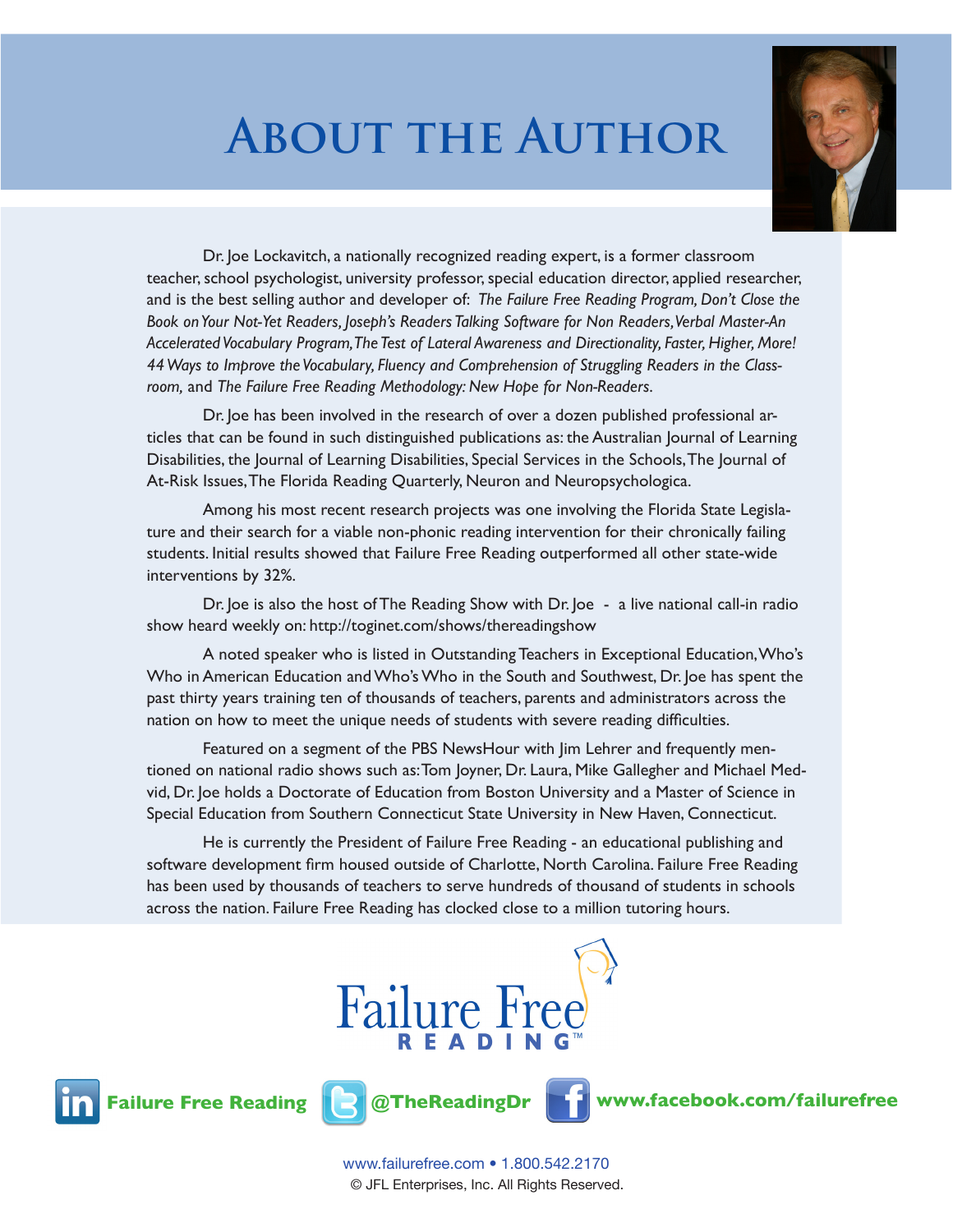# About the Author

Dr. Joe Lockavitch, a nationally recognized reading expert, is a former classroom teacher, school psychologist, university professor, special education director, applied researcher, and is the best selling author and developer of: *The Failure Free Reading Program, Don't Close the Book on Your Not-Yet Readers, Joseph's Readers Talking Software for Non Readers, Verbal Master-An Accelerated Vocabulary Program, The Test of Lateral Awareness and Directionality, Faster, Higher, More! 44 Ways to Improve the Vocabulary, Fluency and Comprehension of Struggling Readers in the Classroom,* and *The Failure Free Reading Methodology: New Hope for Non-Readers*.

Dr. Joe has been involved in the research of over a dozen published professional articles that can be found in such distinguished publications as: the Australian Journal of Learning Disabilities, the Journal of Learning Disabilities, Special Services in the Schools, The Journal of At-Risk Issues, The Florida Reading Quarterly, Neuron and Neuropsychologica.

Among his most recent research projects was one involving the Florida State Legislature and their search for a viable non-phonic reading intervention for their chronically failing students. Initial results showed that Failure Free Reading outperformed all other state-wide interventions by 32%.

Dr. Joe is also the host of The Reading Show with Dr. Joe - a live national call-in radio show heard weekly on: http://toginet.com/shows/thereadingshow

A noted speaker who is listed in Outstanding Teachers in Exceptional Education, Who's Who in American Education and Who's Who in the South and Southwest, Dr. Joe has spent the past thirty years training ten of thousands of teachers, parents and administrators across the nation on how to meet the unique needs of students with severe reading difficulties.

Featured on a segment of the PBS NewsHour with Jim Lehrer and frequently mentioned on national radio shows such as: Tom Joyner, Dr. Laura, Mike Gallegher and Michael Medvid, Dr. Joe holds a Doctorate of Education from Boston University and a Master of Science in Special Education from Southern Connecticut State University in New Haven, Connecticut.

He is currently the President of Failure Free Reading - an educational publishing and software development firm housed outside of Charlotte, North Carolina. Failure Free Reading has been used by thousands of teachers to serve hundreds of thousand of students in schools across the nation. Failure Free Reading has clocked close to a million tutoring hours.

Failure Free READING™

**Failure Free Reading** **@TheReadingDr** **www.facebook.com/failurefree**

www.failurefree.com • 1.800.542.2170

© JFL Enterprises, Inc. All Rights Reserved.